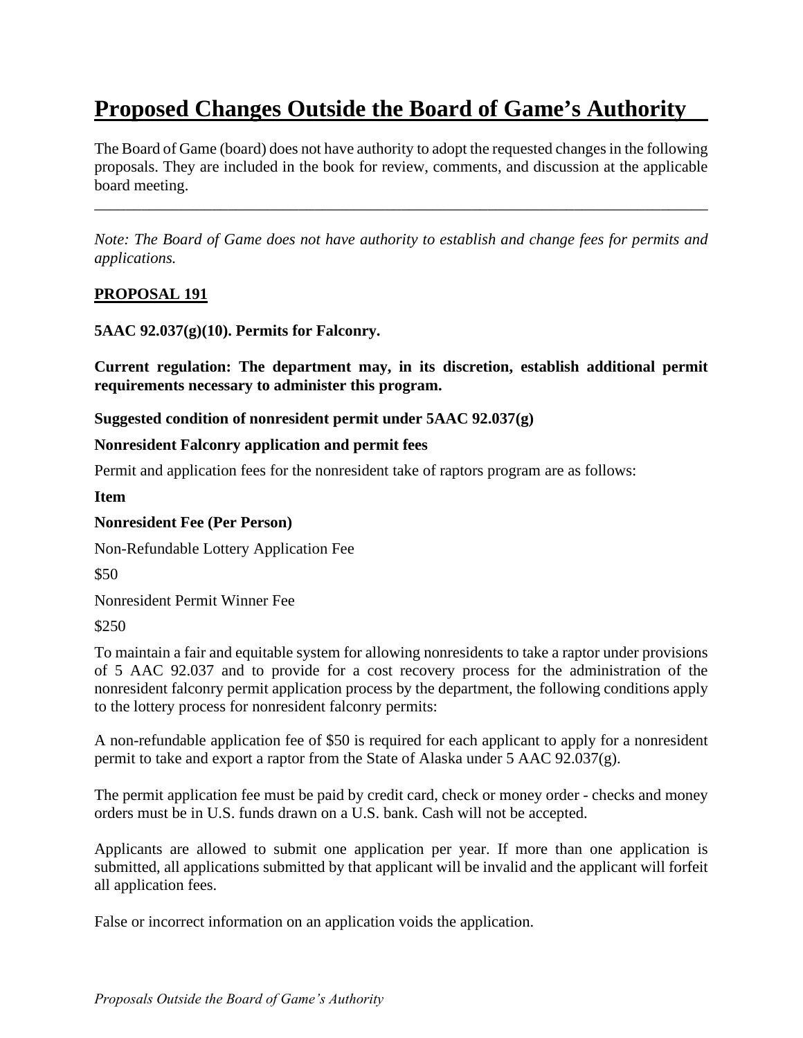# Proposed Changes Outside the Board of Game's Authority

The Board of Game (board) does not have authority to adopt the requested changes in the following proposals. They are included in the book for review, comments, and discussion at the applicable board meeting.

---

*Note: The Board of Game does not have authority to establish and change fees for permits and applications.*

**PROPOSAL 191**

**5AAC 92.037(g)(10). Permits for Falconry.**

**Current regulation: The department may, in its discretion, establish additional permit requirements necessary to administer this program.**

**Suggested condition of nonresident permit under 5AAC 92.037(g)**

**Nonresident Falconry application and permit fees**

Permit and application fees for the nonresident take of raptors program are as follows:

**Item**

**Nonresident Fee (Per Person)**

Non-Refundable Lottery Application Fee

$50

Nonresident Permit Winner Fee

$250

To maintain a fair and equitable system for allowing nonresidents to take a raptor under provisions of 5 AAC 92.037 and to provide for a cost recovery process for the administration of the nonresident falconry permit application process by the department, the following conditions apply to the lottery process for nonresident falconry permits:

A non-refundable application fee of $50 is required for each applicant to apply for a nonresident permit to take and export a raptor from the State of Alaska under 5 AAC 92.037(g).

The permit application fee must be paid by credit card, check or money order - checks and money orders must be in U.S. funds drawn on a U.S. bank. Cash will not be accepted.

Applicants are allowed to submit one application per year. If more than one application is submitted, all applications submitted by that applicant will be invalid and the applicant will forfeit all application fees.

False or incorrect information on an application voids the application.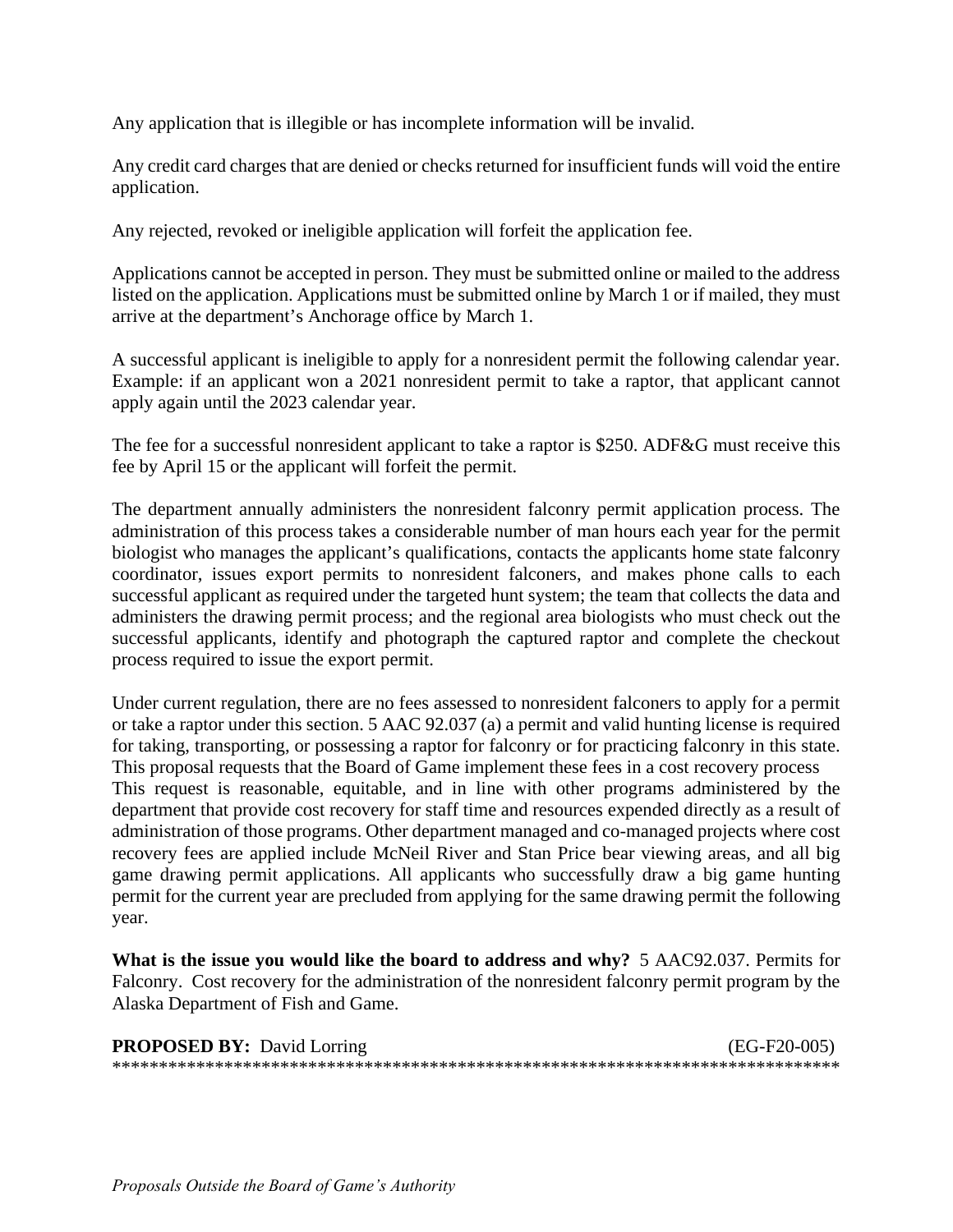Any application that is illegible or has incomplete information will be invalid.

Any credit card charges that are denied or checks returned for insufficient funds will void the entire application.

Any rejected, revoked or ineligible application will forfeit the application fee.

Applications cannot be accepted in person. They must be submitted online or mailed to the address listed on the application. Applications must be submitted online by March 1 or if mailed, they must arrive at the department's Anchorage office by March 1.

A successful applicant is ineligible to apply for a nonresident permit the following calendar year. Example: if an applicant won a 2021 nonresident permit to take a raptor, that applicant cannot apply again until the 2023 calendar year.

The fee for a successful nonresident applicant to take a raptor is $250. ADF&G must receive this fee by April 15 or the applicant will forfeit the permit.

The department annually administers the nonresident falconry permit application process. The administration of this process takes a considerable number of man hours each year for the permit biologist who manages the applicant's qualifications, contacts the applicants home state falconry coordinator, issues export permits to nonresident falconers, and makes phone calls to each successful applicant as required under the targeted hunt system; the team that collects the data and administers the drawing permit process; and the regional area biologists who must check out the successful applicants, identify and photograph the captured raptor and complete the checkout process required to issue the export permit.

Under current regulation, there are no fees assessed to nonresident falconers to apply for a permit or take a raptor under this section. 5 AAC 92.037 (a) a permit and valid hunting license is required for taking, transporting, or possessing a raptor for falconry or for practicing falconry in this state. This proposal requests that the Board of Game implement these fees in a cost recovery process
This request is reasonable, equitable, and in line with other programs administered by the department that provide cost recovery for staff time and resources expended directly as a result of administration of those programs. Other department managed and co-managed projects where cost recovery fees are applied include McNeil River and Stan Price bear viewing areas, and all big game drawing permit applications. All applicants who successfully draw a big game hunting permit for the current year are precluded from applying for the same drawing permit the following year.

**What is the issue you would like the board to address and why?** 5 AAC92.037. Permits for Falconry. Cost recovery for the administration of the nonresident falconry permit program by the Alaska Department of Fish and Game.

**PROPOSED BY:** David Lorring (EG-F20-005)

******************************************************************************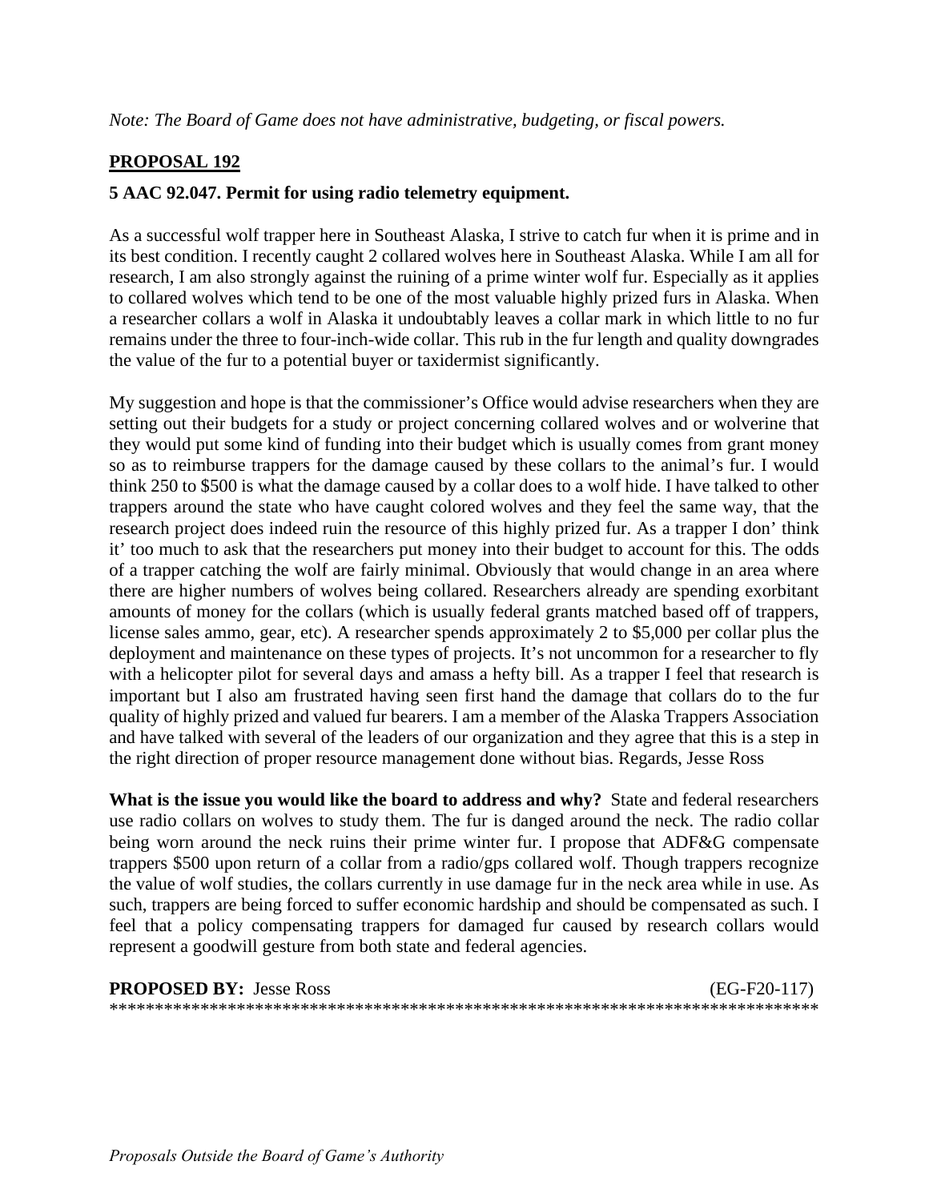*Note: The Board of Game does not have administrative, budgeting, or fiscal powers.*

**PROPOSAL 192**

**5 AAC 92.047. Permit for using radio telemetry equipment.**

As a successful wolf trapper here in Southeast Alaska, I strive to catch fur when it is prime and in its best condition. I recently caught 2 collared wolves here in Southeast Alaska. While I am all for research, I am also strongly against the ruining of a prime winter wolf fur. Especially as it applies to collared wolves which tend to be one of the most valuable highly prized furs in Alaska. When a researcher collars a wolf in Alaska it undoubtably leaves a collar mark in which little to no fur remains under the three to four-inch-wide collar. This rub in the fur length and quality downgrades the value of the fur to a potential buyer or taxidermist significantly.

My suggestion and hope is that the commissioner's Office would advise researchers when they are setting out their budgets for a study or project concerning collared wolves and or wolverine that they would put some kind of funding into their budget which is usually comes from grant money so as to reimburse trappers for the damage caused by these collars to the animal's fur. I would think 250 to $500 is what the damage caused by a collar does to a wolf hide. I have talked to other trappers around the state who have caught colored wolves and they feel the same way, that the research project does indeed ruin the resource of this highly prized fur. As a trapper I don' think it' too much to ask that the researchers put money into their budget to account for this. The odds of a trapper catching the wolf are fairly minimal. Obviously that would change in an area where there are higher numbers of wolves being collared. Researchers already are spending exorbitant amounts of money for the collars (which is usually federal grants matched based off of trappers, license sales ammo, gear, etc). A researcher spends approximately 2 to $5,000 per collar plus the deployment and maintenance on these types of projects. It's not uncommon for a researcher to fly with a helicopter pilot for several days and amass a hefty bill. As a trapper I feel that research is important but I also am frustrated having seen first hand the damage that collars do to the fur quality of highly prized and valued fur bearers. I am a member of the Alaska Trappers Association and have talked with several of the leaders of our organization and they agree that this is a step in the right direction of proper resource management done without bias. Regards, Jesse Ross

**What is the issue you would like the board to address and why?** State and federal researchers use radio collars on wolves to study them. The fur is danged around the neck. The radio collar being worn around the neck ruins their prime winter fur. I propose that ADF&G compensate trappers $500 upon return of a collar from a radio/gps collared wolf. Though trappers recognize the value of wolf studies, the collars currently in use damage fur in the neck area while in use. As such, trappers are being forced to suffer economic hardship and should be compensated as such. I feel that a policy compensating trappers for damaged fur caused by research collars would represent a goodwill gesture from both state and federal agencies.

**PROPOSED BY:** Jesse Ross (EG-F20-117)

******************************************************************************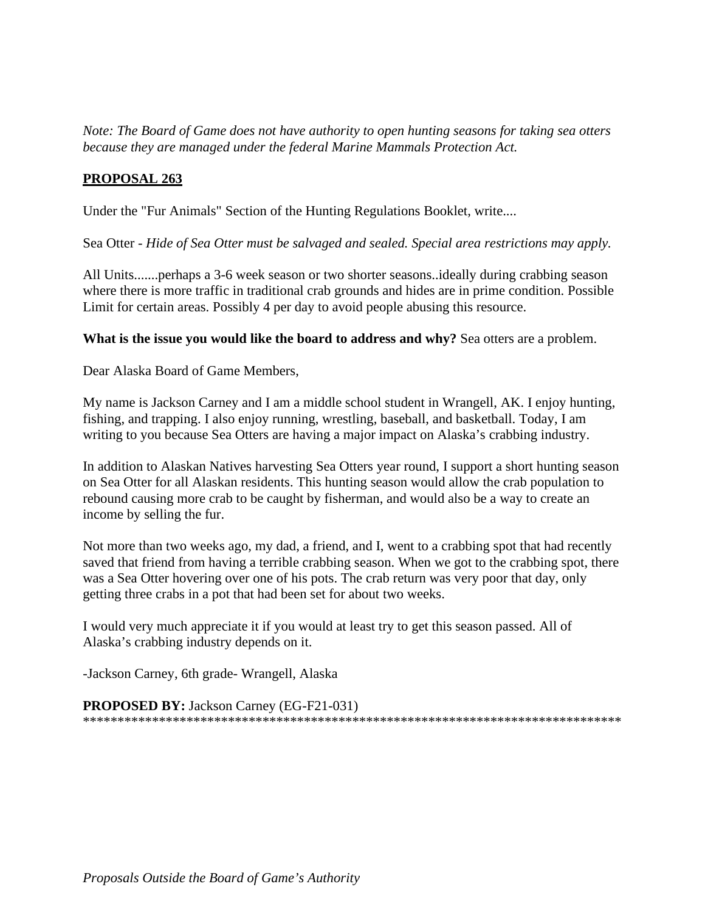*Note: The Board of Game does not have authority to open hunting seasons for taking sea otters because they are managed under the federal Marine Mammals Protection Act.*

**PROPOSAL 263**

Under the "Fur Animals" Section of the Hunting Regulations Booklet, write....

Sea Otter - *Hide of Sea Otter must be salvaged and sealed. Special area restrictions may apply.*

All Units.......perhaps a 3-6 week season or two shorter seasons..ideally during crabbing season where there is more traffic in traditional crab grounds and hides are in prime condition. Possible Limit for certain areas. Possibly 4 per day to avoid people abusing this resource.

**What is the issue you would like the board to address and why?** Sea otters are a problem.

Dear Alaska Board of Game Members,

My name is Jackson Carney and I am a middle school student in Wrangell, AK. I enjoy hunting, fishing, and trapping. I also enjoy running, wrestling, baseball, and basketball. Today, I am writing to you because Sea Otters are having a major impact on Alaska's crabbing industry.

In addition to Alaskan Natives harvesting Sea Otters year round, I support a short hunting season on Sea Otter for all Alaskan residents. This hunting season would allow the crab population to rebound causing more crab to be caught by fisherman, and would also be a way to create an income by selling the fur.

Not more than two weeks ago, my dad, a friend, and I, went to a crabbing spot that had recently saved that friend from having a terrible crabbing season. When we got to the crabbing spot, there was a Sea Otter hovering over one of his pots. The crab return was very poor that day, only getting three crabs in a pot that had been set for about two weeks.

I would very much appreciate it if you would at least try to get this season passed. All of Alaska's crabbing industry depends on it.

-Jackson Carney, 6th grade- Wrangell, Alaska

**PROPOSED BY:** Jackson Carney (EG-F21-031)

******************************************************************************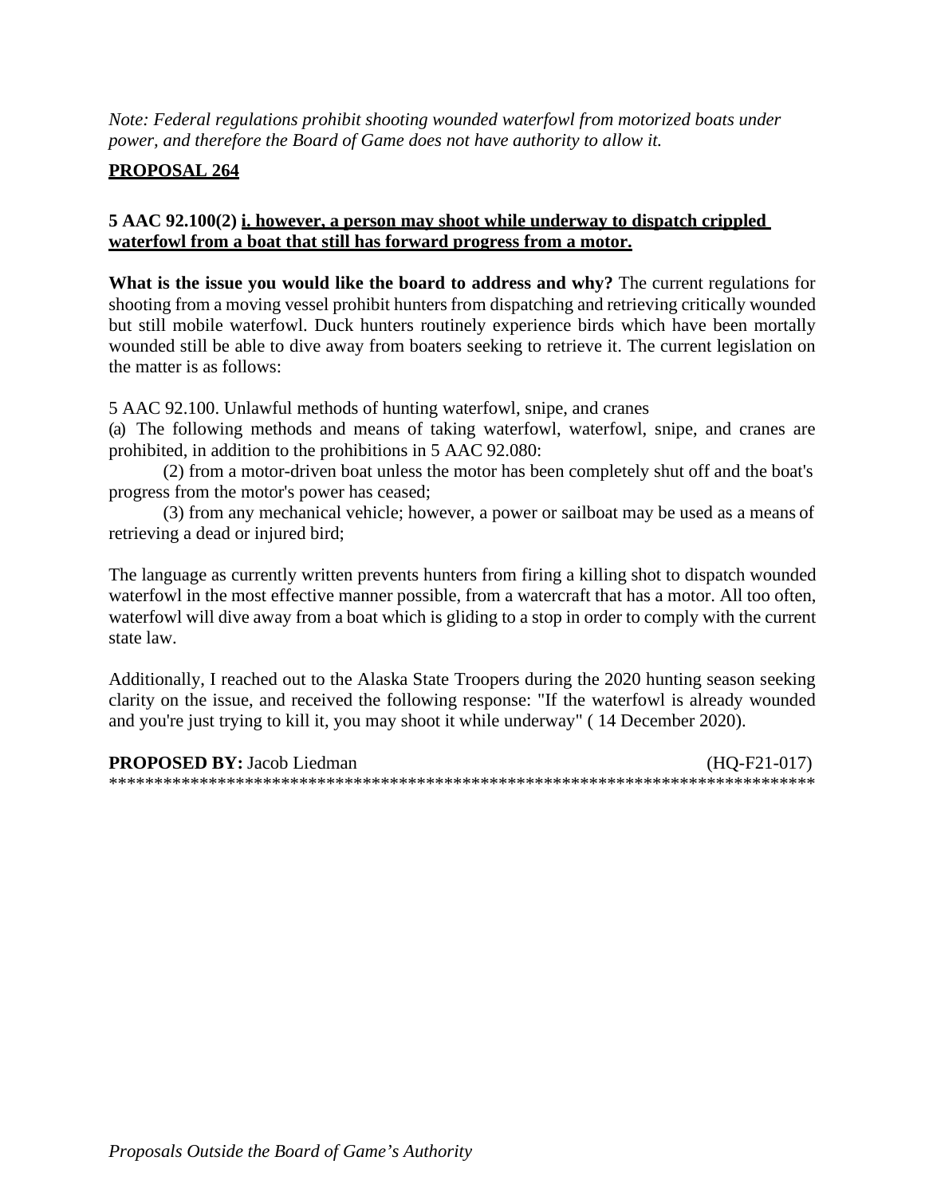*Note: Federal regulations prohibit shooting wounded waterfowl from motorized boats under power, and therefore the Board of Game does not have authority to allow it.*

## PROPOSAL 264

**5 AAC 92.100(2) <u>i. however, a person may shoot while underway to dispatch crippled waterfowl from a boat that still has forward progress from a motor.</u>**

**What is the issue you would like the board to address and why?** The current regulations for shooting from a moving vessel prohibit hunters from dispatching and retrieving critically wounded but still mobile waterfowl. Duck hunters routinely experience birds which have been mortally wounded still be able to dive away from boaters seeking to retrieve it. The current legislation on the matter is as follows:

5 AAC 92.100. Unlawful methods of hunting waterfowl, snipe, and cranes
(a) The following methods and means of taking waterfowl, waterfowl, snipe, and cranes are prohibited, in addition to the prohibitions in 5 AAC 92.080:

(2) from a motor-driven boat unless the motor has been completely shut off and the boat's progress from the motor's power has ceased;

(3) from any mechanical vehicle; however, a power or sailboat may be used as a means of retrieving a dead or injured bird;

The language as currently written prevents hunters from firing a killing shot to dispatch wounded waterfowl in the most effective manner possible, from a watercraft that has a motor. All too often, waterfowl will dive away from a boat which is gliding to a stop in order to comply with the current state law.

Additionally, I reached out to the Alaska State Troopers during the 2020 hunting season seeking clarity on the issue, and received the following response: "If the waterfowl is already wounded and you're just trying to kill it, you may shoot it while underway" ( 14 December 2020).

**PROPOSED BY:** Jacob Liedman (HQ-F21-017)

******************************************************************************